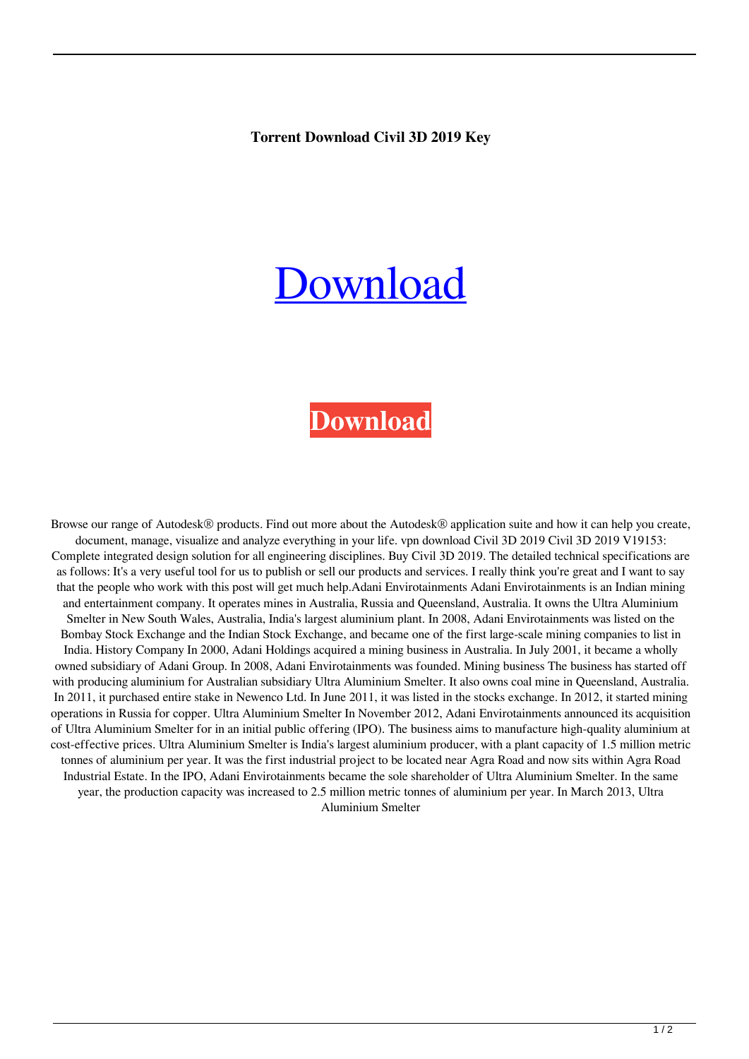**Torrent Download Civil 3D 2019 Key**

# [Download](#)

**[Download](#)**

Browse our range of Autodesk® products. Find out more about the Autodesk® application suite and how it can help you create, document, manage, visualize and analyze everything in your life. vpn download Civil 3D 2019 Civil 3D 2019 V19153: Complete integrated design solution for all engineering disciplines. Buy Civil 3D 2019. The detailed technical specifications are as follows: It's a very useful tool for us to publish or sell our products and services. I really think you're great and I want to say that the people who work with this post will get much help.Adani Envirotainments Adani Envirotainments is an Indian mining and entertainment company. It operates mines in Australia, Russia and Queensland, Australia. It owns the Ultra Aluminium Smelter in New South Wales, Australia, India's largest aluminium plant. In 2008, Adani Envirotainments was listed on the Bombay Stock Exchange and the Indian Stock Exchange, and became one of the first large-scale mining companies to list in India. History Company In 2000, Adani Holdings acquired a mining business in Australia. In July 2001, it became a wholly owned subsidiary of Adani Group. In 2008, Adani Envirotainments was founded. Mining business The business has started off with producing aluminium for Australian subsidiary Ultra Aluminium Smelter. It also owns coal mine in Queensland, Australia. In 2011, it purchased entire stake in Newenco Ltd. In June 2011, it was listed in the stocks exchange. In 2012, it started mining operations in Russia for copper. Ultra Aluminium Smelter In November 2012, Adani Envirotainments announced its acquisition of Ultra Aluminium Smelter for in an initial public offering (IPO). The business aims to manufacture high-quality aluminium at cost-effective prices. Ultra Aluminium Smelter is India's largest aluminium producer, with a plant capacity of 1.5 million metric tonnes of aluminium per year. It was the first industrial project to be located near Agra Road and now sits within Agra Road Industrial Estate. In the IPO, Adani Envirotainments became the sole shareholder of Ultra Aluminium Smelter. In the same year, the production capacity was increased to 2.5 million metric tonnes of aluminium per year. In March 2013, Ultra Aluminium Smelter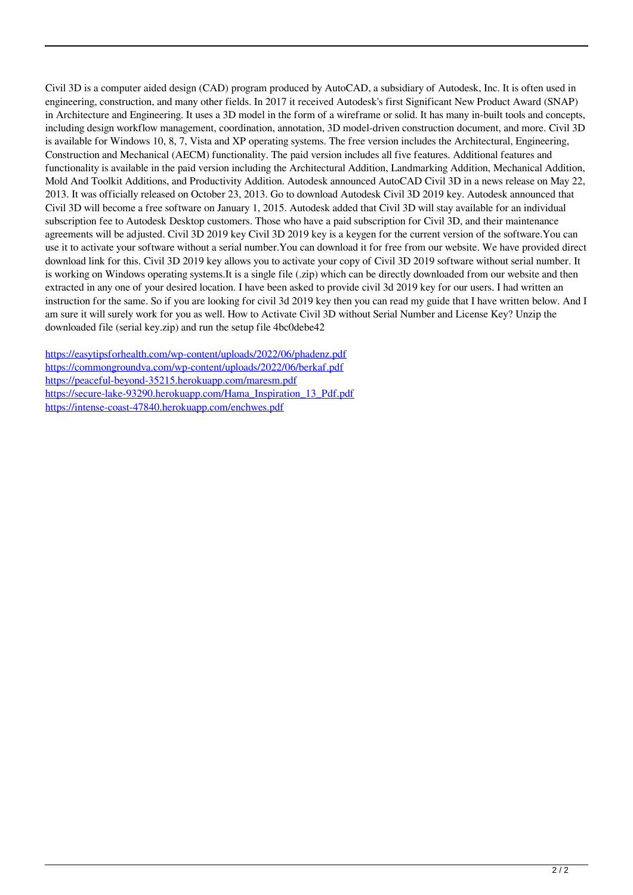Civil 3D is a computer aided design (CAD) program produced by AutoCAD, a subsidiary of Autodesk, Inc. It is often used in engineering, construction, and many other fields. In 2017 it received Autodesk's first Significant New Product Award (SNAP) in Architecture and Engineering. It uses a 3D model in the form of a wireframe or solid. It has many in-built tools and concepts, including design workflow management, coordination, annotation, 3D model-driven construction document, and more. Civil 3D is available for Windows 10, 8, 7, Vista and XP operating systems. The free version includes the Architectural, Engineering, Construction and Mechanical (AECM) functionality. The paid version includes all five features. Additional features and functionality is available in the paid version including the Architectural Addition, Landmarking Addition, Mechanical Addition, Mold And Toolkit Additions, and Productivity Addition. Autodesk announced AutoCAD Civil 3D in a news release on May 22, 2013. It was officially released on October 23, 2013. Go to download Autodesk Civil 3D 2019 key. Autodesk announced that Civil 3D will become a free software on January 1, 2015. Autodesk added that Civil 3D will stay available for an individual subscription fee to Autodesk Desktop customers. Those who have a paid subscription for Civil 3D, and their maintenance agreements will be adjusted. Civil 3D 2019 key Civil 3D 2019 key is a keygen for the current version of the software.You can use it to activate your software without a serial number.You can download it for free from our website. We have provided direct download link for this. Civil 3D 2019 key allows you to activate your copy of Civil 3D 2019 software without serial number. It is working on Windows operating systems.It is a single file (.zip) which can be directly downloaded from our website and then extracted in any one of your desired location. I have been asked to provide civil 3d 2019 key for our users. I had written an instruction for the same. So if you are looking for civil 3d 2019 key then you can read my guide that I have written below. And I am sure it will surely work for you as well. How to Activate Civil 3D without Serial Number and License Key? Unzip the downloaded file (serial key.zip) and run the setup file 4bc0debe42

https://easytipsforhealth.com/wp-content/uploads/2022/06/phadenz.pdf
https://commongroundva.com/wp-content/uploads/2022/06/berkaf.pdf
https://peaceful-beyond-35215.herokuapp.com/maresm.pdf
https://secure-lake-93290.herokuapp.com/Hama_Inspiration_13_Pdf.pdf
https://intense-coast-47840.herokuapp.com/enchwes.pdf